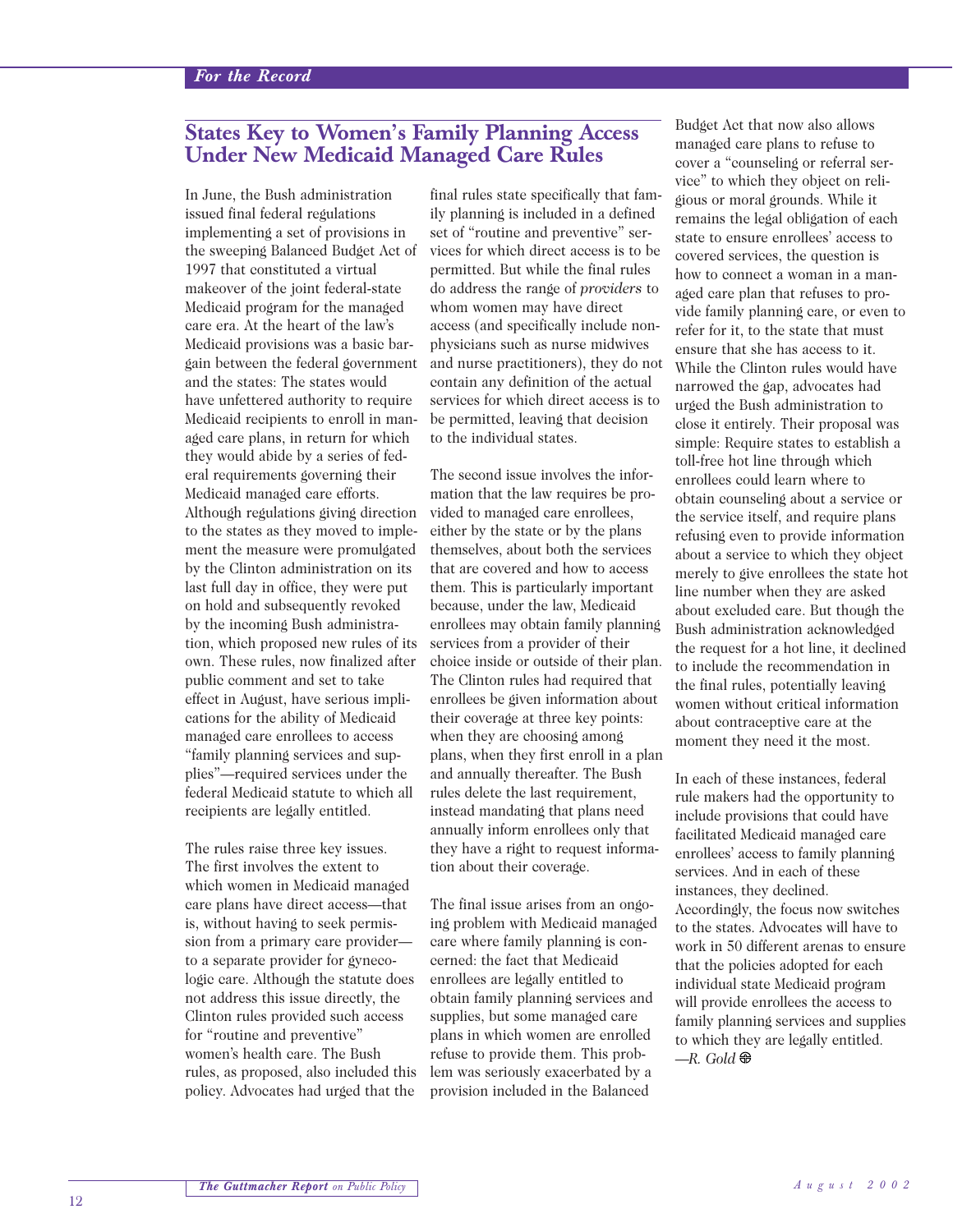## States Key to Women's Family Planning Access Under New Medicaid Managed Care Rules

In June, the Bush administration issued final federal regulations implementing a set of provisions in the sweeping Balanced Budget Act of 1997 that constituted a virtual makeover of the joint federal-state Medicaid program for the managed care era. At the heart of the law's Medicaid provisions was a basic bargain between the federal government and the states: The states would have unfettered authority to require Medicaid recipients to enroll in managed care plans, in return for which they would abide by a series of federal requirements governing their Medicaid managed care efforts. Although regulations giving direction to the states as they moved to implement the measure were promulgated by the Clinton administration on its last full day in office, they were put on hold and subsequently revoked by the incoming Bush administration, which proposed new rules of its own. These rules, now finalized after public comment and set to take effect in August, have serious implications for the ability of Medicaid managed care enrollees to access "family planning services and supplies"—required services under the federal Medicaid statute to which all recipients are legally entitled.

The rules raise three key issues. The first involves the extent to which women in Medicaid managed care plans have direct access—that is, without having to seek permission from a primary care provider—to a separate provider for gynecologic care. Although the statute does not address this issue directly, the Clinton rules provided such access for "routine and preventive" women's health care. The Bush rules, as proposed, also included this policy. Advocates had urged that the final rules state specifically that family planning is included in a defined set of "routine and preventive" services for which direct access is to be permitted. But while the final rules do address the range of *providers* to whom women may have direct access (and specifically include nonphysicians such as nurse midwives and nurse practitioners), they do not contain any definition of the actual services for which direct access is to be permitted, leaving that decision to the individual states.

The second issue involves the information that the law requires be provided to managed care enrollees, either by the state or by the plans themselves, about both the services that are covered and how to access them. This is particularly important because, under the law, Medicaid enrollees may obtain family planning services from a provider of their choice inside or outside of their plan. The Clinton rules had required that enrollees be given information about their coverage at three key points: when they are choosing among plans, when they first enroll in a plan and annually thereafter. The Bush rules delete the last requirement, instead mandating that plans need annually inform enrollees only that they have a right to request information about their coverage.

The final issue arises from an ongoing problem with Medicaid managed care where family planning is concerned: the fact that Medicaid enrollees are legally entitled to obtain family planning services and supplies, but some managed care plans in which women are enrolled refuse to provide them. This problem was seriously exacerbated by a provision included in the Balanced Budget Act that now also allows managed care plans to refuse to cover a "counseling or referral service" to which they object on religious or moral grounds. While it remains the legal obligation of each state to ensure enrollees' access to covered services, the question is how to connect a woman in a managed care plan that refuses to provide family planning care, or even to refer for it, to the state that must ensure that she has access to it. While the Clinton rules would have narrowed the gap, advocates had urged the Bush administration to close it entirely. Their proposal was simple: Require states to establish a toll-free hot line through which enrollees could learn where to obtain counseling about a service or the service itself, and require plans refusing even to provide information about a service to which they object merely to give enrollees the state hot line number when they are asked about excluded care. But though the Bush administration acknowledged the request for a hot line, it declined to include the recommendation in the final rules, potentially leaving women without critical information about contraceptive care at the moment they need it the most.

In each of these instances, federal rule makers had the opportunity to include provisions that could have facilitated Medicaid managed care enrollees' access to family planning services. And in each of these instances, they declined. Accordingly, the focus now switches to the states. Advocates will have to work in 50 different arenas to ensure that the policies adopted for each individual state Medicaid program will provide enrollees the access to family planning services and supplies to which they are legally entitled.

*—R. Gold*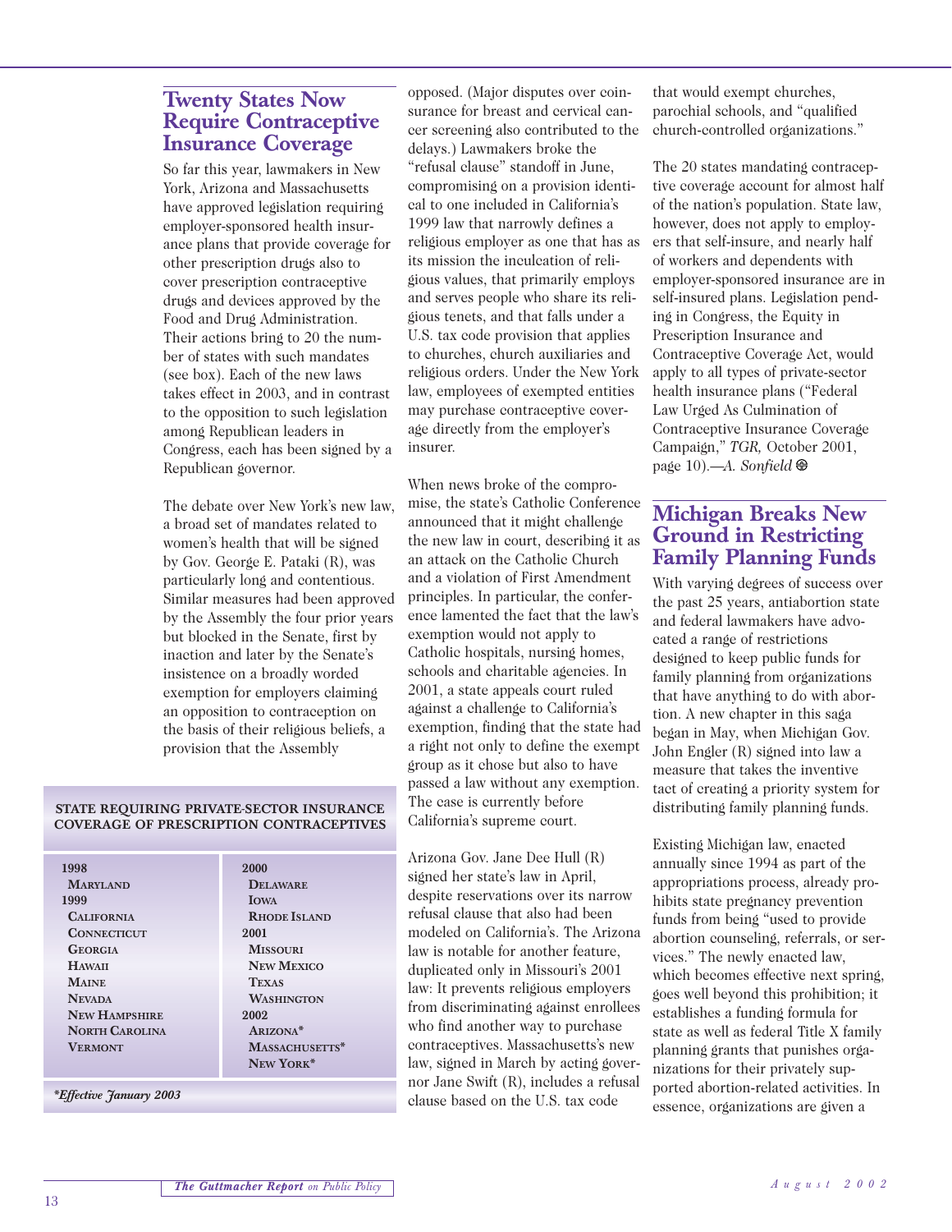## Twenty States Now Require Contraceptive Insurance Coverage

So far this year, lawmakers in New York, Arizona and Massachusetts have approved legislation requiring employer-sponsored health insurance plans that provide coverage for other prescription drugs also to cover prescription contraceptive drugs and devices approved by the Food and Drug Administration. Their actions bring to 20 the number of states with such mandates (see box). Each of the new laws takes effect in 2003, and in contrast to the opposition to such legislation among Republican leaders in Congress, each has been signed by a Republican governor.

The debate over New York's new law, a broad set of mandates related to women's health that will be signed by Gov. George E. Pataki (R), was particularly long and contentious. Similar measures had been approved by the Assembly the four prior years but blocked in the Senate, first by inaction and later by the Senate's insistence on a broadly worded exemption for employers claiming an opposition to contraception on the basis of their religious beliefs, a provision that the Assembly opposed. (Major disputes over coinsurance for breast and cervical cancer screening also contributed to the delays.) Lawmakers broke the "refusal clause" standoff in June, compromising on a provision identical to one included in California's 1999 law that narrowly defines a religious employer as one that has as its mission the inculcation of religious values, that primarily employs and serves people who share its religious tenets, and that falls under a U.S. tax code provision that applies to churches, church auxiliaries and religious orders. Under the New York law, employees of exempted entities may purchase contraceptive coverage directly from the employer's insurer.

When news broke of the compromise, the state's Catholic Conference announced that it might challenge the new law in court, describing it as an attack on the Catholic Church and a violation of First Amendment principles. In particular, the conference lamented the fact that the law's exemption would not apply to Catholic hospitals, nursing homes, schools and charitable agencies. In 2001, a state appeals court ruled against a challenge to California's exemption, finding that the state had a right not only to define the exempt group as it chose but also to have passed a law without any exemption. The case is currently before California's supreme court.

Arizona Gov. Jane Dee Hull (R) signed her state's law in April, despite reservations over its narrow refusal clause that also had been modeled on California's. The Arizona law is notable for another feature, duplicated only in Missouri's 2001 law: It prevents religious employers from discriminating against enrollees who find another way to purchase contraceptives. Massachusetts's new law, signed in March by acting governor Jane Swift (R), includes a refusal clause based on the U.S. tax code that would exempt churches, parochial schools, and "qualified church-controlled organizations."

The 20 states mandating contraceptive coverage account for almost half of the nation's population. State law, however, does not apply to employers that self-insure, and nearly half of workers and dependents with employer-sponsored insurance are in self-insured plans. Legislation pending in Congress, the Equity in Prescription Insurance and Contraceptive Coverage Act, would apply to all types of private-sector health insurance plans ("Federal Law Urged As Culmination of Contraceptive Insurance Coverage Campaign," *TGR,* October 2001, page 10).—*A. Sonfield*

**STATE REQUIRING PRIVATE-SECTOR INSURANCE COVERAGE OF PRESCRIPTION CONTRACEPTIVES**

| | |
|---|---|
| **1998** | **2000** |
| Maryland | Delaware |
| **1999** | Iowa |
| California | Rhode Island |
| Connecticut | **2001** |
| Georgia | Missouri |
| Hawaii | New Mexico |
| Maine | Texas |
| Nevada | Washington |
| New Hampshire | **2002** |
| North Carolina | Arizona* |
| Vermont | Massachusetts* |
| | New York* |

**\*Effective January 2003**

## Michigan Breaks New Ground in Restricting Family Planning Funds

With varying degrees of success over the past 25 years, antiabortion state and federal lawmakers have advocated a range of restrictions designed to keep public funds for family planning from organizations that have anything to do with abortion. A new chapter in this saga began in May, when Michigan Gov. John Engler (R) signed into law a measure that takes the inventive tact of creating a priority system for distributing family planning funds.

Existing Michigan law, enacted annually since 1994 as part of the appropriations process, already prohibits state pregnancy prevention funds from being "used to provide abortion counseling, referrals, or services." The newly enacted law, which becomes effective next spring, goes well beyond this prohibition; it establishes a funding formula for state as well as federal Title X family planning grants that punishes organizations for their privately supported abortion-related activities. In essence, organizations are given a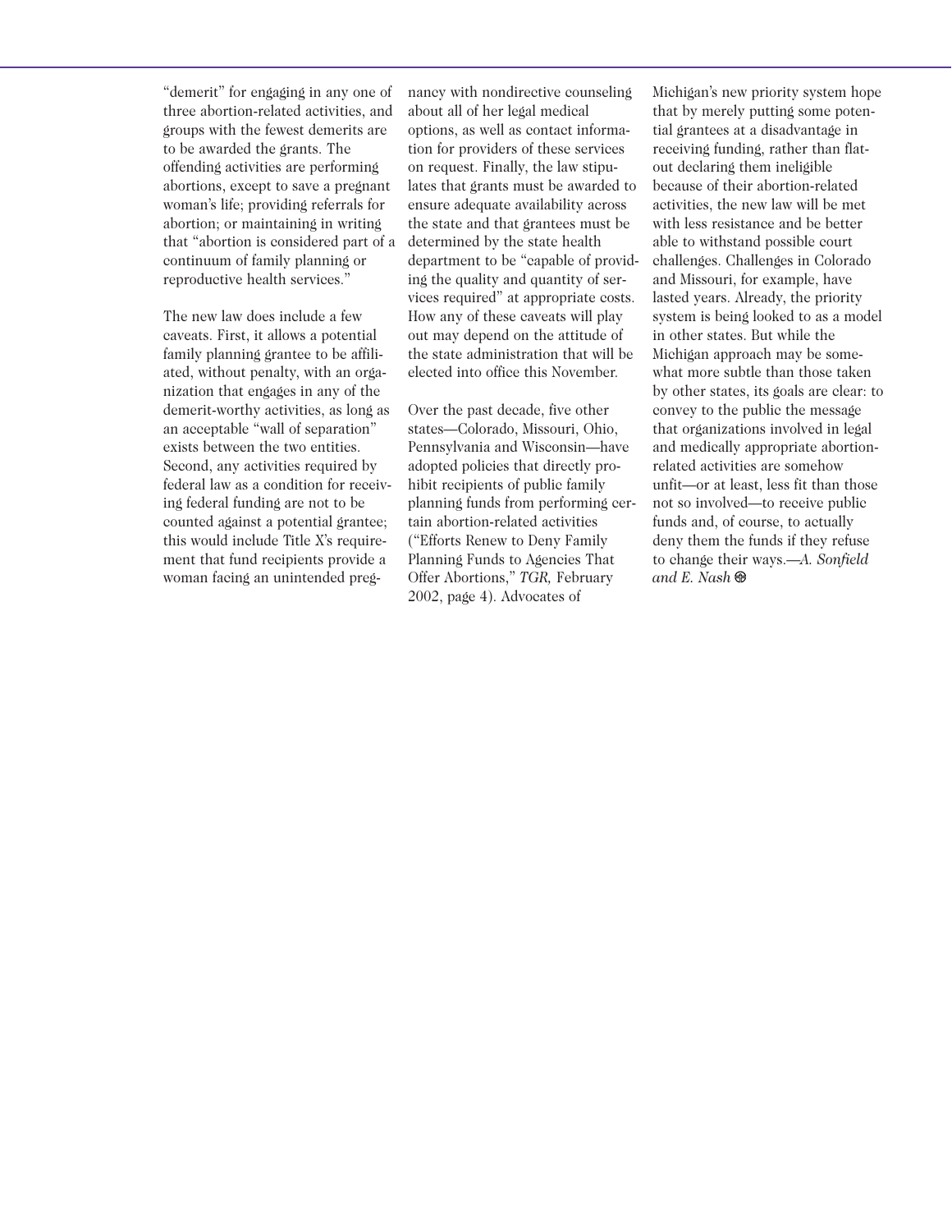"demerit" for engaging in any one of three abortion-related activities, and groups with the fewest demerits are to be awarded the grants. The offending activities are performing abortions, except to save a pregnant woman's life; providing referrals for abortion; or maintaining in writing that "abortion is considered part of a continuum of family planning or reproductive health services."

The new law does include a few caveats. First, it allows a potential family planning grantee to be affiliated, without penalty, with an organization that engages in any of the demerit-worthy activities, as long as an acceptable "wall of separation" exists between the two entities. Second, any activities required by federal law as a condition for receiving federal funding are not to be counted against a potential grantee; this would include Title X's requirement that fund recipients provide a woman facing an unintended pregnancy with nondirective counseling about all of her legal medical options, as well as contact information for providers of these services on request. Finally, the law stipulates that grants must be awarded to ensure adequate availability across the state and that grantees must be determined by the state health department to be "capable of providing the quality and quantity of services required" at appropriate costs. How any of these caveats will play out may depend on the attitude of the state administration that will be elected into office this November.

Over the past decade, five other states—Colorado, Missouri, Ohio, Pennsylvania and Wisconsin—have adopted policies that directly prohibit recipients of public family planning funds from performing certain abortion-related activities ("Efforts Renew to Deny Family Planning Funds to Agencies That Offer Abortions," *TGR,* February 2002, page 4). Advocates of Michigan's new priority system hope that by merely putting some potential grantees at a disadvantage in receiving funding, rather than flatout declaring them ineligible because of their abortion-related activities, the new law will be met with less resistance and be better able to withstand possible court challenges. Challenges in Colorado and Missouri, for example, have lasted years. Already, the priority system is being looked to as a model in other states. But while the Michigan approach may be somewhat more subtle than those taken by other states, its goals are clear: to convey to the public the message that organizations involved in legal and medically appropriate abortion-related activities are somehow unfit—or at least, less fit than those not so involved—to receive public funds and, of course, to actually deny them the funds if they refuse to change their ways.—*A. Sonfield and E. Nash*